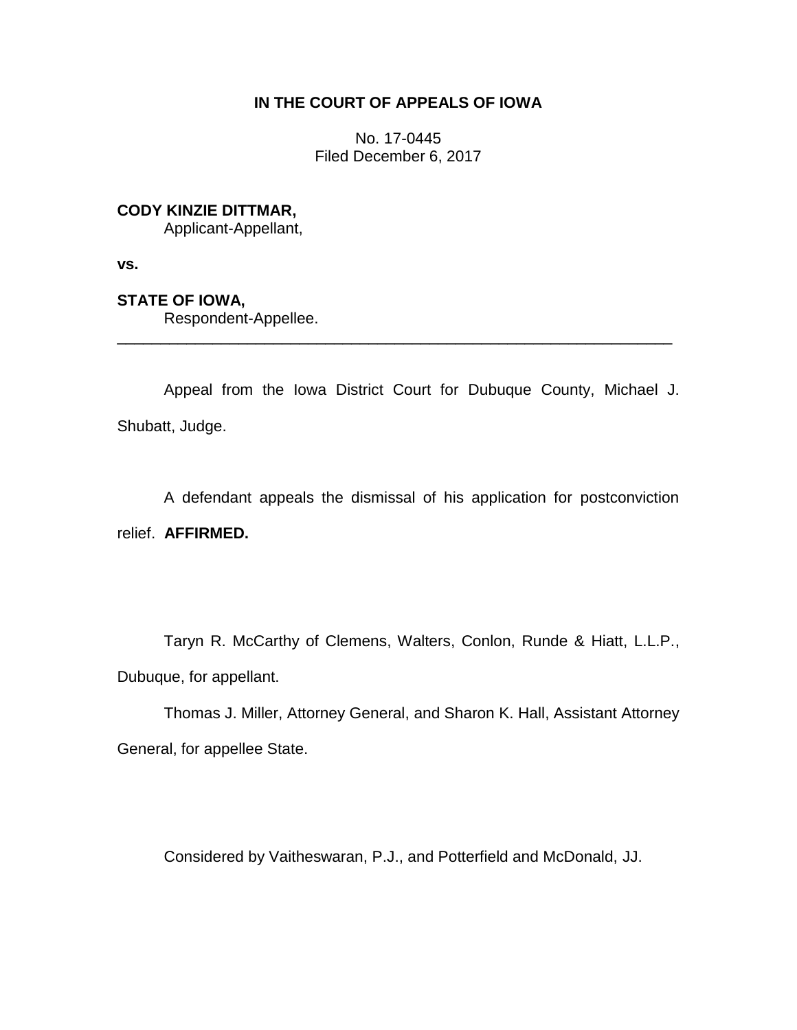**IN THE COURT OF APPEALS OF IOWA**

No. 17-0445
Filed December 6, 2017

**CODY KINZIE DITTMAR,**
Applicant-Appellant,

**vs.**

**STATE OF IOWA,**
Respondent-Appellee.

---

Appeal from the Iowa District Court for Dubuque County, Michael J. Shubatt, Judge.

A defendant appeals the dismissal of his application for postconviction relief. **AFFIRMED.**

Taryn R. McCarthy of Clemens, Walters, Conlon, Runde & Hiatt, L.L.P., Dubuque, for appellant.

Thomas J. Miller, Attorney General, and Sharon K. Hall, Assistant Attorney General, for appellee State.

Considered by Vaitheswaran, P.J., and Potterfield and McDonald, JJ.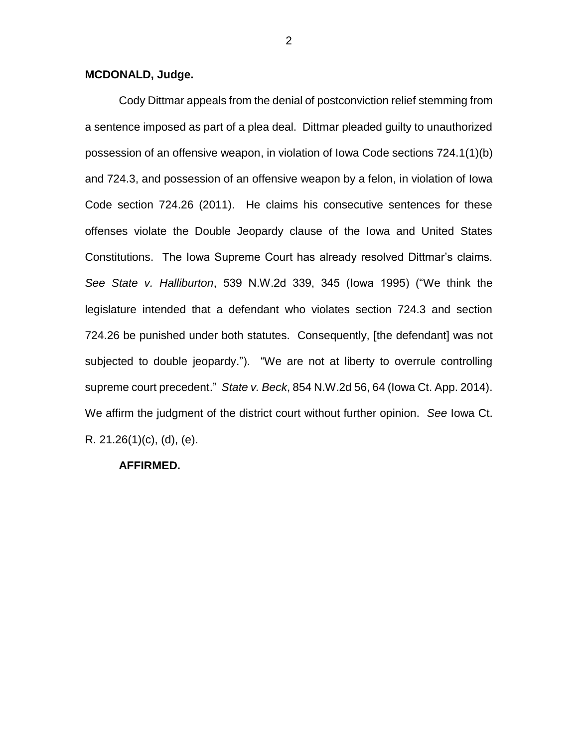**MCDONALD, Judge.**

Cody Dittmar appeals from the denial of postconviction relief stemming from a sentence imposed as part of a plea deal. Dittmar pleaded guilty to unauthorized possession of an offensive weapon, in violation of Iowa Code sections 724.1(1)(b) and 724.3, and possession of an offensive weapon by a felon, in violation of Iowa Code section 724.26 (2011). He claims his consecutive sentences for these offenses violate the Double Jeopardy clause of the Iowa and United States Constitutions. The Iowa Supreme Court has already resolved Dittmar's claims. *See State v. Halliburton*, 539 N.W.2d 339, 345 (Iowa 1995) ("We think the legislature intended that a defendant who violates section 724.3 and section 724.26 be punished under both statutes. Consequently, [the defendant] was not subjected to double jeopardy."). "We are not at liberty to overrule controlling supreme court precedent." *State v. Beck*, 854 N.W.2d 56, 64 (Iowa Ct. App. 2014). We affirm the judgment of the district court without further opinion. *See* Iowa Ct. R. 21.26(1)(c), (d), (e).

**AFFIRMED.**